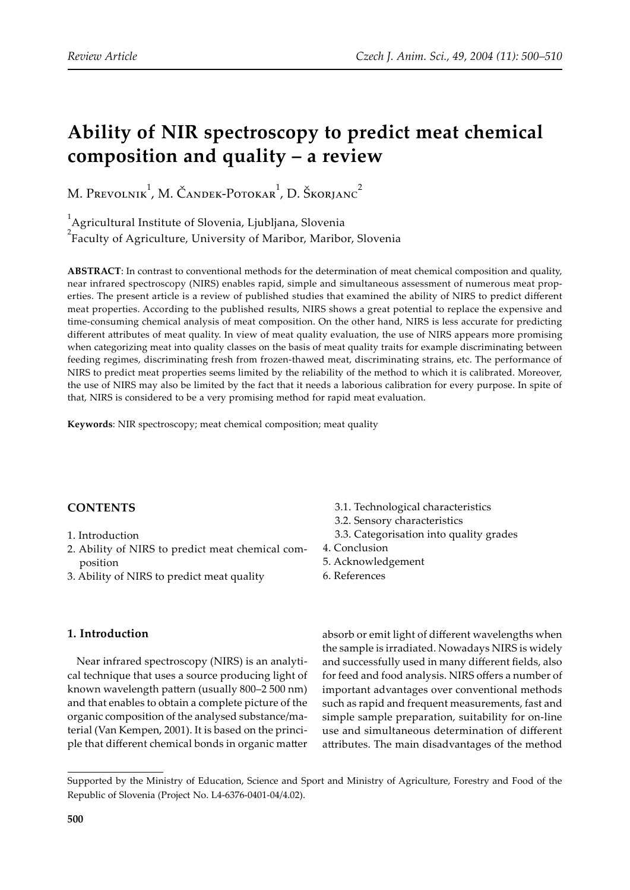Review Article

# Ability of NIR spectroscopy to predict meat chemical composition and quality – a review

M. Prevolnik[1], M. Čandek-Potokar[1], D. Škorjanc[2]

[1]Agricultural Institute of Slovenia, Ljubljana, Slovenia
[2]Faculty of Agriculture, University of Maribor, Maribor, Slovenia

**ABSTRACT**: In contrast to conventional methods for the determination of meat chemical composition and quality, near infrared spectroscopy (NIRS) enables rapid, simple and simultaneous assessment of numerous meat properties. The present article is a review of published studies that examined the ability of NIRS to predict different meat properties. According to the published results, NIRS shows a great potential to replace the expensive and time-consuming chemical analysis of meat composition. On the other hand, NIRS is less accurate for predicting different attributes of meat quality. In view of meat quality evaluation, the use of NIRS appears more promising when categorizing meat into quality classes on the basis of meat quality traits for example discriminating between feeding regimes, discriminating fresh from frozen-thawed meat, discriminating strains, etc. The performance of NIRS to predict meat properties seems limited by the reliability of the method to which it is calibrated. Moreover, the use of NIRS may also be limited by the fact that it needs a laborious calibration for every purpose. In spite of that, NIRS is considered to be a very promising method for rapid meat evaluation.

**Keywords**: NIR spectroscopy; meat chemical composition; meat quality

**CONTENTS**

1. Introduction
2. Ability of NIRS to predict meat chemical composition
3. Ability of NIRS to predict meat quality
   3.1. Technological characteristics
   3.2. Sensory characteristics
   3.3. Categorisation into quality grades
4. Conclusion
5. Acknowledgement
6. References

## 1. Introduction

Near infrared spectroscopy (NIRS) is an analytical technique that uses a source producing light of known wavelength pattern (usually 800–2 500 nm) and that enables to obtain a complete picture of the organic composition of the analysed substance/material (Van Kempen, 2001). It is based on the principle that different chemical bonds in organic matter absorb or emit light of different wavelengths when the sample is irradiated. Nowadays NIRS is widely and successfully used in many different fields, also for feed and food analysis. NIRS offers a number of important advantages over conventional methods such as rapid and frequent measurements, fast and simple sample preparation, suitability for on-line use and simultaneous determination of different attributes. The main disadvantages of the method

Supported by the Ministry of Education, Science and Sport and Ministry of Agriculture, Forestry and Food of the Republic of Slovenia (Project No. L4-6376-0401-04/4.02).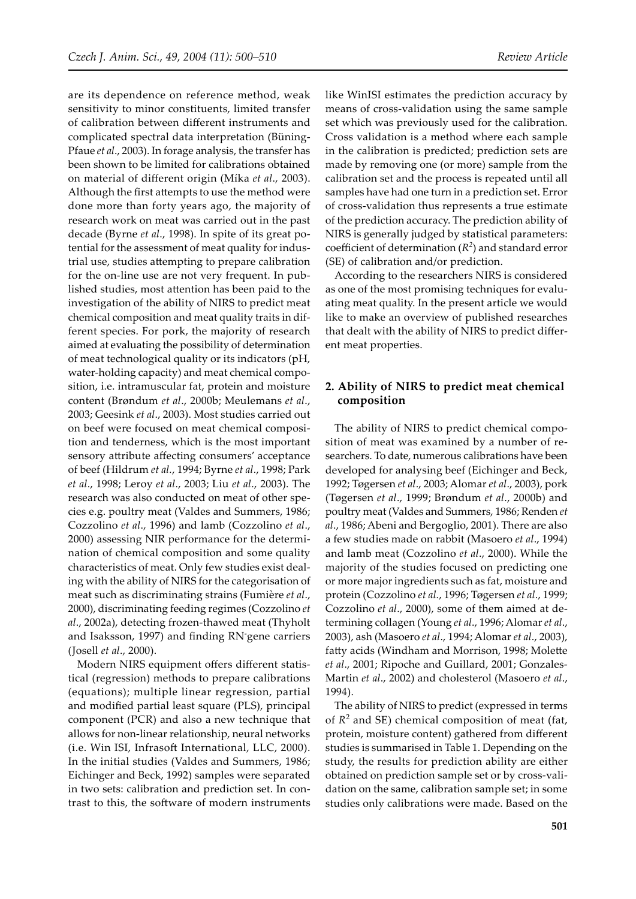are its dependence on reference method, weak sensitivity to minor constituents, limited transfer of calibration between different instruments and complicated spectral data interpretation (Büning-Pfaue *et al*., 2003). In forage analysis, the transfer has been shown to be limited for calibrations obtained on material of different origin (Míka *et al*., 2003). Although the first attempts to use the method were done more than forty years ago, the majority of research work on meat was carried out in the past decade (Byrne *et al*., 1998). In spite of its great potential for the assessment of meat quality for industrial use, studies attempting to prepare calibration for the on-line use are not very frequent. In published studies, most attention has been paid to the investigation of the ability of NIRS to predict meat chemical composition and meat quality traits in different species. For pork, the majority of research aimed at evaluating the possibility of determination of meat technological quality or its indicators (pH, water-holding capacity) and meat chemical composition, i.e. intramuscular fat, protein and moisture content (Brøndum *et al*., 2000b; Meulemans *et al*., 2003; Geesink *et al*., 2003). Most studies carried out on beef were focused on meat chemical composition and tenderness, which is the most important sensory attribute affecting consumers' acceptance of beef (Hildrum *et al.*, 1994; Byrne *et al*., 1998; Park *et al*., 1998; Leroy *et al*., 2003; Liu *et al*., 2003). The research was also conducted on meat of other species e.g. poultry meat (Valdes and Summers, 1986; Cozzolino *et al*., 1996) and lamb (Cozzolino *et al*., 2000) assessing NIR performance for the determination of chemical composition and some quality characteristics of meat. Only few studies exist dealing with the ability of NIRS for the categorisation of meat such as discriminating strains (Fumière *et al*., 2000), discriminating feeding regimes (Cozzolino *et al*., 2002a), detecting frozen-thawed meat (Thyholt and Isaksson, 1997) and finding $RN^-$gene carriers (Josell *et al*., 2000).

Modern NIRS equipment offers different statistical (regression) methods to prepare calibrations (equations); multiple linear regression, partial and modified partial least square (PLS), principal component (PCR) and also a new technique that allows for non-linear relationship, neural networks (i.e. Win ISI, Infrasoft International, LLC, 2000). In the initial studies (Valdes and Summers, 1986; Eichinger and Beck, 1992) samples were separated in two sets: calibration and prediction set. In contrast to this, the software of modern instruments like WinISI estimates the prediction accuracy by means of cross-validation using the same sample set which was previously used for the calibration. Cross validation is a method where each sample in the calibration is predicted; prediction sets are made by removing one (or more) sample from the calibration set and the process is repeated until all samples have had one turn in a prediction set. Error of cross-validation thus represents a true estimate of the prediction accuracy. The prediction ability of NIRS is generally judged by statistical parameters: coefficient of determination ($R^2$) and standard error (SE) of calibration and/or prediction.

According to the researchers NIRS is considered as one of the most promising techniques for evaluating meat quality. In the present article we would like to make an overview of published researches that dealt with the ability of NIRS to predict different meat properties.

## 2. Ability of NIRS to predict meat chemical composition

The ability of NIRS to predict chemical composition of meat was examined by a number of researchers. To date, numerous calibrations have been developed for analysing beef (Eichinger and Beck, 1992; Tøgersen *et al*., 2003; Alomar *et al*., 2003), pork (Tøgersen *et al*., 1999; Brøndum *et al*., 2000b) and poultry meat (Valdes and Summers, 1986; Renden *et al*., 1986; Abeni and Bergoglio, 2001). There are also a few studies made on rabbit (Masoero *et al*., 1994) and lamb meat (Cozzolino *et al*., 2000). While the majority of the studies focused on predicting one or more major ingredients such as fat, moisture and protein (Cozzolino *et al.*, 1996; Tøgersen *et al*., 1999; Cozzolino *et al*., 2000), some of them aimed at determining collagen (Young *et al*., 1996; Alomar *et al*., 2003), ash (Masoero *et al*., 1994; Alomar *et al*., 2003), fatty acids (Windham and Morrison, 1998; Molette *et al*., 2001; Ripoche and Guillard, 2001; Gonzales-Martin *et al*., 2002) and cholesterol (Masoero *et al*., 1994).

The ability of NIRS to predict (expressed in terms of $R^2$ and SE) chemical composition of meat (fat, protein, moisture content) gathered from different studies is summarised in Table 1. Depending on the study, the results for prediction ability are either obtained on prediction sample set or by cross-validation on the same, calibration sample set; in some studies only calibrations were made. Based on the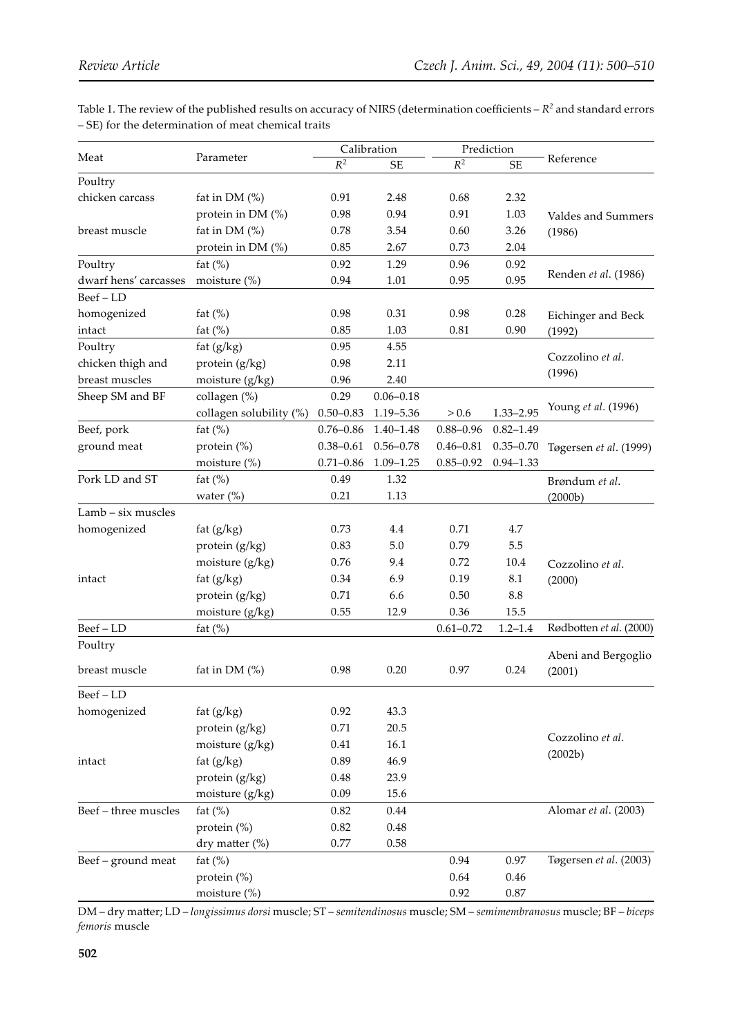Table 1. The review of the published results on accuracy of NIRS (determination coefficients – $R^2$ and standard errors – SE) for the determination of meat chemical traits

| Meat | Parameter | Calibration | | Prediction | | Reference |
|---|---|---|---|---|---|---|
| | | $R^2$ | SE | $R^2$ | SE | |
| Poultry | | | | | | |
| chicken carcass | fat in DM (%) | 0.91 | 2.48 | 0.68 | 2.32 | Valdes and Summers (1986) |
| | protein in DM (%) | 0.98 | 0.94 | 0.91 | 1.03 | |
| breast muscle | fat in DM (%) | 0.78 | 3.54 | 0.60 | 3.26 | |
| | protein in DM (%) | 0.85 | 2.67 | 0.73 | 2.04 | |
| Poultry | fat (%) | 0.92 | 1.29 | 0.96 | 0.92 | Renden *et al*. (1986) |
| dwarf hens' carcasses | moisture (%) | 0.94 | 1.01 | 0.95 | 0.95 | |
| Beef – LD | | | | | | |
| homogenized | fat (%) | 0.98 | 0.31 | 0.98 | 0.28 | Eichinger and Beck (1992) |
| intact | fat (%) | 0.85 | 1.03 | 0.81 | 0.90 | |
| Poultry | fat (g/kg) | 0.95 | 4.55 | | | Cozzolino *et al*. (1996) |
| chicken thigh and | protein (g/kg) | 0.98 | 2.11 | | | |
| breast muscles | moisture (g/kg) | 0.96 | 2.40 | | | |
| Sheep SM and BF | collagen (%) | 0.29 | 0.06–0.18 | | | Young *et al*. (1996) |
| | collagen solubility (%) | 0.50–0.83 | 1.19–5.36 | > 0.6 | 1.33–2.95 | |
| Beef, pork | fat (%) | 0.76–0.86 | 1.40–1.48 | 0.88–0.96 | 0.82–1.49 | Tøgersen *et al*. (1999) |
| ground meat | protein (%) | 0.38–0.61 | 0.56–0.78 | 0.46–0.81 | 0.35–0.70 | |
| | moisture (%) | 0.71–0.86 | 1.09–1.25 | 0.85–0.92 | 0.94–1.33 | |
| Pork LD and ST | fat (%) | 0.49 | 1.32 | | | Brøndum *et al*. (2000b) |
| | water (%) | 0.21 | 1.13 | | | |
| Lamb – six muscles | | | | | | |
| homogenized | fat (g/kg) | 0.73 | 4.4 | 0.71 | 4.7 | Cozzolino *et al*. (2000) |
| | protein (g/kg) | 0.83 | 5.0 | 0.79 | 5.5 | |
| | moisture (g/kg) | 0.76 | 9.4 | 0.72 | 10.4 | |
| intact | fat (g/kg) | 0.34 | 6.9 | 0.19 | 8.1 | |
| | protein (g/kg) | 0.71 | 6.6 | 0.50 | 8.8 | |
| | moisture (g/kg) | 0.55 | 12.9 | 0.36 | 15.5 | |
| Beef – LD | fat (%) | | | 0.61–0.72 | 1.2–1.4 | Rødbotten *et al*. (2000) |
| Poultry | | | | | | |
| breast muscle | fat in DM (%) | 0.98 | 0.20 | 0.97 | 0.24 | Abeni and Bergoglio (2001) |
| Beef – LD | | | | | | |
| homogenized | fat (g/kg) | 0.92 | 43.3 | | | Cozzolino *et al*. (2002b) |
| | protein (g/kg) | 0.71 | 20.5 | | | |
| | moisture (g/kg) | 0.41 | 16.1 | | | |
| intact | fat (g/kg) | 0.89 | 46.9 | | | |
| | protein (g/kg) | 0.48 | 23.9 | | | |
| | moisture (g/kg) | 0.09 | 15.6 | | | |
| Beef – three muscles | fat (%) | 0.82 | 0.44 | | | Alomar *et al*. (2003) |
| | protein (%) | 0.82 | 0.48 | | | |
| | dry matter (%) | 0.77 | 0.58 | | | |
| Beef – ground meat | fat (%) | | | 0.94 | 0.97 | Tøgersen *et al*. (2003) |
| | protein (%) | | | 0.64 | 0.46 | |
| | moisture (%) | | | 0.92 | 0.87 | |

DM – dry matter; LD – *longissimus dorsi* muscle; ST – *semitendinosus* muscle; SM – *semimembranosus* muscle; BF – *biceps femoris* muscle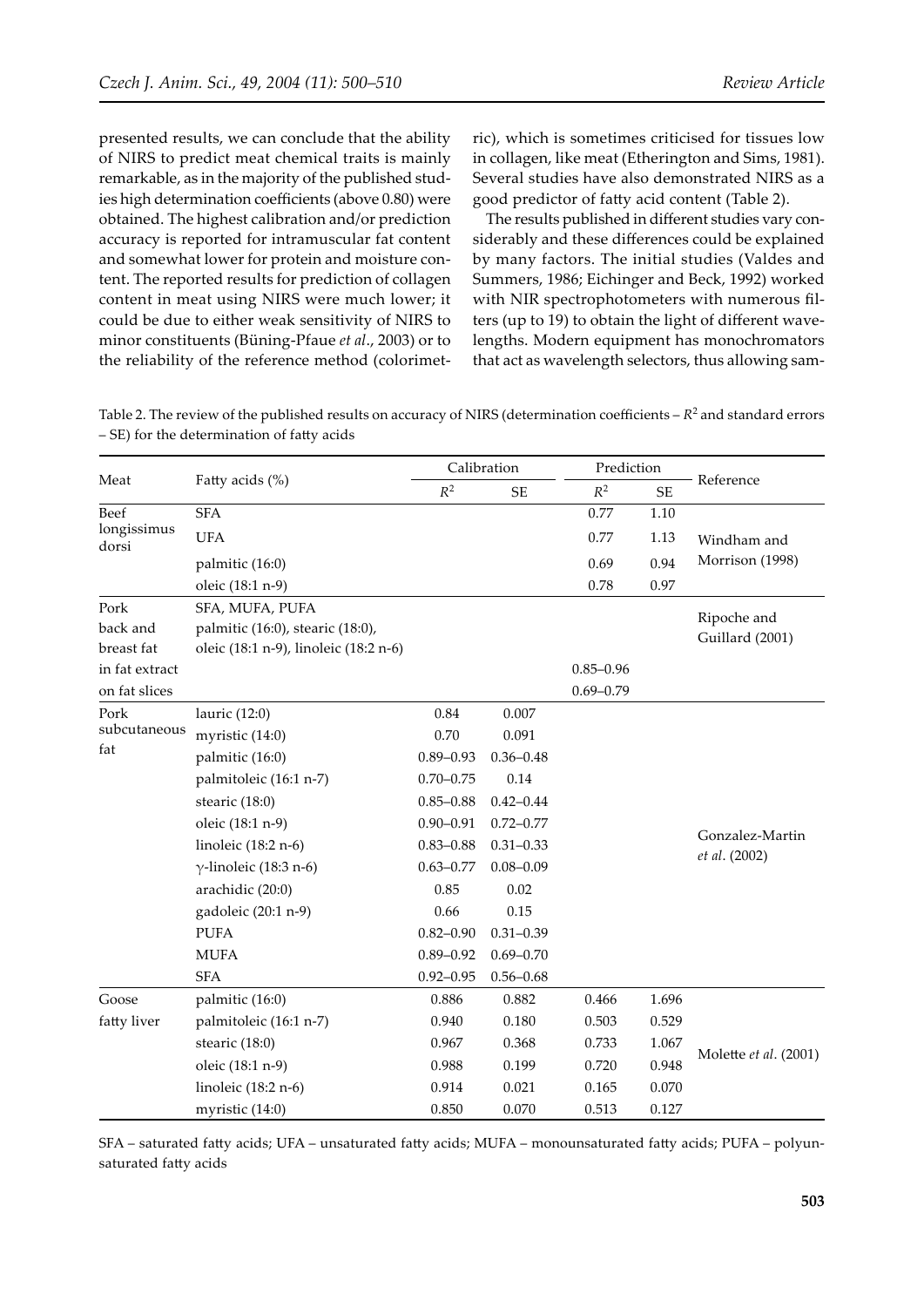presented results, we can conclude that the ability of NIRS to predict meat chemical traits is mainly remarkable, as in the majority of the published studies high determination coefficients (above 0.80) were obtained. The highest calibration and/or prediction accuracy is reported for intramuscular fat content and somewhat lower for protein and moisture content. The reported results for prediction of collagen content in meat using NIRS were much lower; it could be due to either weak sensitivity of NIRS to minor constituents (Büning-Pfaue *et al*., 2003) or to the reliability of the reference method (colorimetric), which is sometimes criticised for tissues low in collagen, like meat (Etherington and Sims, 1981). Several studies have also demonstrated NIRS as a good predictor of fatty acid content (Table 2).

The results published in different studies vary considerably and these differences could be explained by many factors. The initial studies (Valdes and Summers, 1986; Eichinger and Beck, 1992) worked with NIR spectrophotometers with numerous filters (up to 19) to obtain the light of different wavelengths. Modern equipment has monochromators that act as wavelength selectors, thus allowing sam-

Table 2. The review of the published results on accuracy of NIRS (determination coefficients – $R^2$ and standard errors – SE) for the determination of fatty acids

| Meat | Fatty acids (%) | Calibration | | Prediction | | Reference |
|---|---|---|---|---|---|---|
| | | $R^2$ | SE | $R^2$ | SE | |
| Beef longissimus dorsi | SFA | | | 0.77 | 1.10 | Windham and Morrison (1998) |
| | UFA | | | 0.77 | 1.13 | |
| | palmitic (16:0) | | | 0.69 | 0.94 | |
| | oleic (18:1 n-9) | | | 0.78 | 0.97 | |
| Pork back and breast fat | SFA, MUFA, PUFA<br>palmitic (16:0), stearic (18:0),<br>oleic (18:1 n-9), linoleic (18:2 n-6) | | | | | Ripoche and Guillard (2001) |
| in fat extract | | | | 0.85–0.96 | | |
| on fat slices | | | | 0.69–0.79 | | |
| Pork subcutaneous fat | lauric (12:0) | 0.84 | 0.007 | | | Gonzalez-Martin *et al*. (2002) |
| | myristic (14:0) | 0.70 | 0.091 | | | |
| | palmitic (16:0) | 0.89–0.93 | 0.36–0.48 | | | |
| | palmitoleic (16:1 n-7) | 0.70–0.75 | 0.14 | | | |
| | stearic (18:0) | 0.85–0.88 | 0.42–0.44 | | | |
| | oleic (18:1 n-9) | 0.90–0.91 | 0.72–0.77 | | | |
| | linoleic (18:2 n-6) | 0.83–0.88 | 0.31–0.33 | | | |
| | γ-linoleic (18:3 n-6) | 0.63–0.77 | 0.08–0.09 | | | |
| | arachidic (20:0) | 0.85 | 0.02 | | | |
| | gadoleic (20:1 n-9) | 0.66 | 0.15 | | | |
| | PUFA | 0.82–0.90 | 0.31–0.39 | | | |
| | MUFA | 0.89–0.92 | 0.69–0.70 | | | |
| | SFA | 0.92–0.95 | 0.56–0.68 | | | |
| Goose fatty liver | palmitic (16:0) | 0.886 | 0.882 | 0.466 | 1.696 | Molette *et al*. (2001) |
| | palmitoleic (16:1 n-7) | 0.940 | 0.180 | 0.503 | 0.529 | |
| | stearic (18:0) | 0.967 | 0.368 | 0.733 | 1.067 | |
| | oleic (18:1 n-9) | 0.988 | 0.199 | 0.720 | 0.948 | |
| | linoleic (18:2 n-6) | 0.914 | 0.021 | 0.165 | 0.070 | |
| | myristic (14:0) | 0.850 | 0.070 | 0.513 | 0.127 | |

SFA – saturated fatty acids; UFA – unsaturated fatty acids; MUFA – monounsaturated fatty acids; PUFA – polyunsaturated fatty acids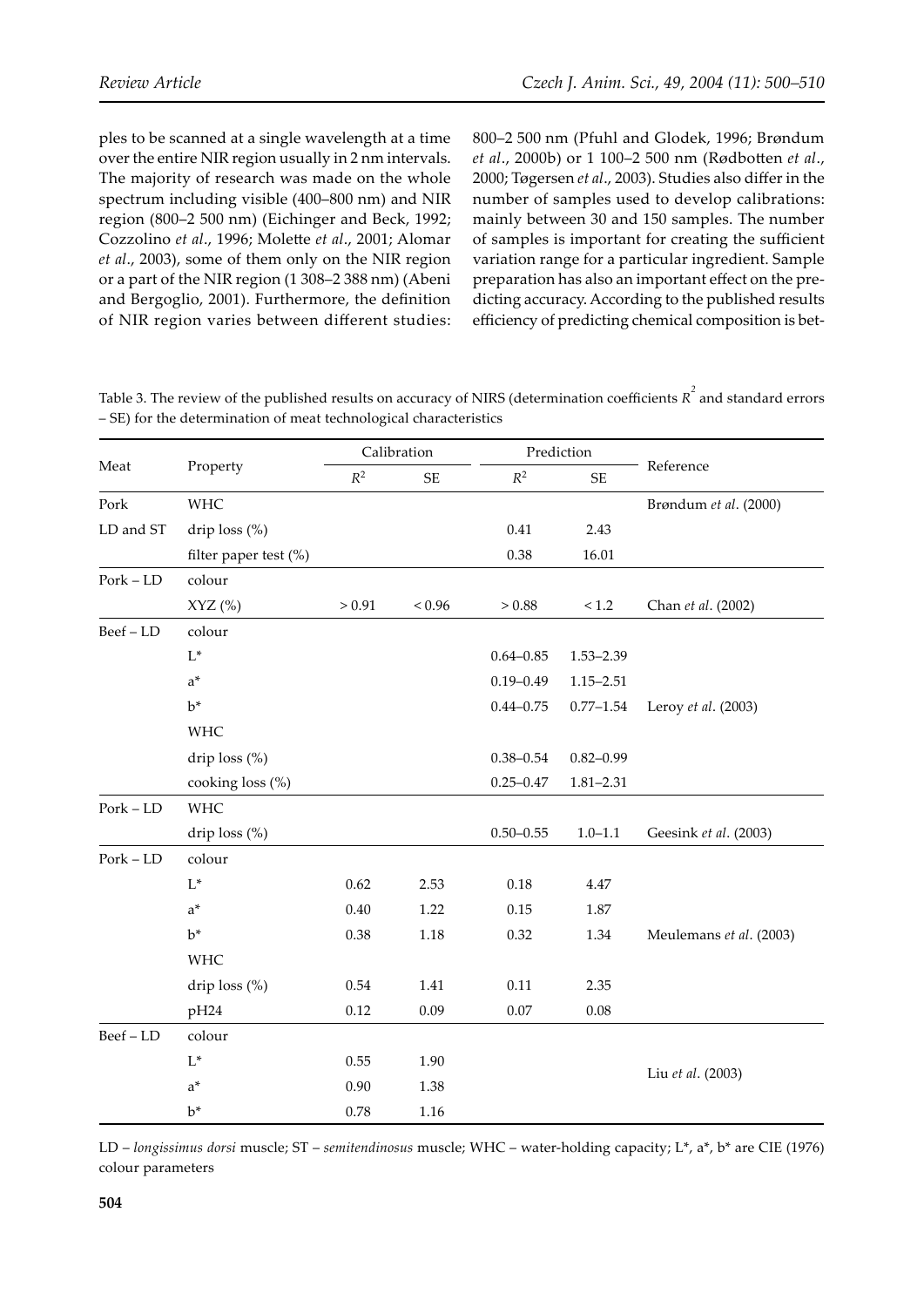ples to be scanned at a single wavelength at a time over the entire NIR region usually in 2 nm intervals. The majority of research was made on the whole spectrum including visible (400–800 nm) and NIR region (800–2 500 nm) (Eichinger and Beck, 1992; Cozzolino *et al*., 1996; Molette *et al*., 2001; Alomar *et al*., 2003), some of them only on the NIR region or a part of the NIR region (1 308–2 388 nm) (Abeni and Bergoglio, 2001). Furthermore, the definition of NIR region varies between different studies: 800–2 500 nm (Pfuhl and Glodek, 1996; Brøndum *et al*., 2000b) or 1 100–2 500 nm (Rødbotten *et al*., 2000; Tøgersen *et al*., 2003). Studies also differ in the number of samples used to develop calibrations: mainly between 30 and 150 samples. The number of samples is important for creating the sufficient variation range for a particular ingredient. Sample preparation has also an important effect on the predicting accuracy. According to the published results efficiency of predicting chemical composition is bet-

Table 3. The review of the published results on accuracy of NIRS (determination coefficients $R^2$ and standard errors – SE) for the determination of meat technological characteristics

| Meat | Property | Calibration | | Prediction | | Reference |
|---|---|---|---|---|---|---|
| | | $R^2$ | SE | $R^2$ | SE | |
| Pork | WHC | | | | | Brøndum *et al*. (2000) |
| LD and ST | drip loss (%) | | | 0.41 | 2.43 | |
| | filter paper test (%) | | | 0.38 | 16.01 | |
| Pork – LD | colour | | | | | |
| | XYZ (%) | > 0.91 | < 0.96 | > 0.88 | < 1.2 | Chan *et al*. (2002) |
| Beef – LD | colour | | | | | |
| | L* | | | 0.64–0.85 | 1.53–2.39 | |
| | a* | | | 0.19–0.49 | 1.15–2.51 | |
| | b* | | | 0.44–0.75 | 0.77–1.54 | Leroy *et al*. (2003) |
| | WHC | | | | | |
| | drip loss (%) | | | 0.38–0.54 | 0.82–0.99 | |
| | cooking loss (%) | | | 0.25–0.47 | 1.81–2.31 | |
| Pork – LD | WHC | | | | | |
| | drip loss (%) | | | 0.50–0.55 | 1.0–1.1 | Geesink *et al*. (2003) |
| Pork – LD | colour | | | | | |
| | L* | 0.62 | 2.53 | 0.18 | 4.47 | |
| | a* | 0.40 | 1.22 | 0.15 | 1.87 | |
| | b* | 0.38 | 1.18 | 0.32 | 1.34 | Meulemans *et al*. (2003) |
| | WHC | | | | | |
| | drip loss (%) | 0.54 | 1.41 | 0.11 | 2.35 | |
| | pH24 | 0.12 | 0.09 | 0.07 | 0.08 | |
| Beef – LD | colour | | | | | |
| | L* | 0.55 | 1.90 | | | |
| | a* | 0.90 | 1.38 | | | Liu *et al*. (2003) |
| | b* | 0.78 | 1.16 | | | |

LD – *longissimus dorsi* muscle; ST – *semitendinosus* muscle; WHC – water-holding capacity; L*, a*, b* are CIE (1976) colour parameters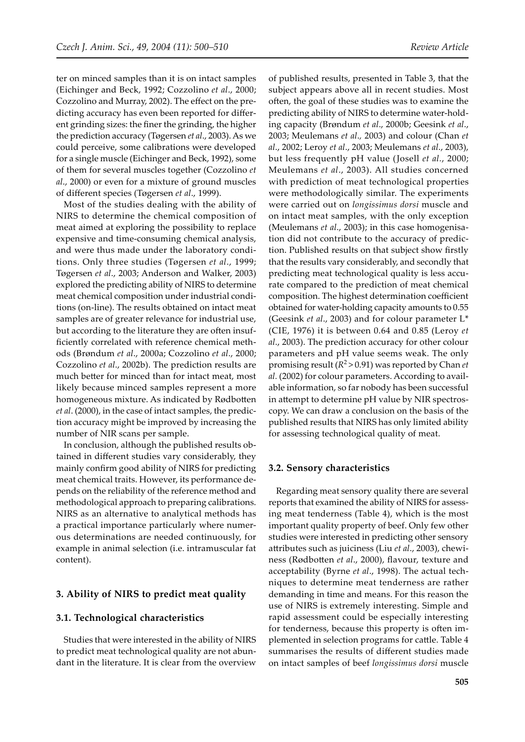ter on minced samples than it is on intact samples (Eichinger and Beck, 1992; Cozzolino *et al*., 2000; Cozzolino and Murray, 2002). The effect on the predicting accuracy has even been reported for different grinding sizes: the finer the grinding, the higher the prediction accuracy (Tøgersen *et al*., 2003). As we could perceive, some calibrations were developed for a single muscle (Eichinger and Beck, 1992), some of them for several muscles together (Cozzolino *et al*., 2000) or even for a mixture of ground muscles of different species (Tøgersen *et al*., 1999).

Most of the studies dealing with the ability of NIRS to determine the chemical composition of meat aimed at exploring the possibility to replace expensive and time-consuming chemical analysis, and were thus made under the laboratory conditions. Only three studies (Tøgersen *et al*., 1999; Tøgersen *et al*., 2003; Anderson and Walker, 2003) explored the predicting ability of NIRS to determine meat chemical composition under industrial conditions (on-line). The results obtained on intact meat samples are of greater relevance for industrial use, but according to the literature they are often insufficiently correlated with reference chemical methods (Brøndum *et al*., 2000a; Cozzolino *et al*., 2000; Cozzolino *et al*., 2002b). The prediction results are much better for minced than for intact meat, most likely because minced samples represent a more homogeneous mixture. As indicated by Rødbotten *et al*. (2000), in the case of intact samples, the prediction accuracy might be improved by increasing the number of NIR scans per sample.

In conclusion, although the published results obtained in different studies vary considerably, they mainly confirm good ability of NIRS for predicting meat chemical traits. However, its performance depends on the reliability of the reference method and methodological approach to preparing calibrations. NIRS as an alternative to analytical methods has a practical importance particularly where numerous determinations are needed continuously, for example in animal selection (i.e. intramuscular fat content).

## 3. Ability of NIRS to predict meat quality

### 3.1. Technological characteristics

Studies that were interested in the ability of NIRS to predict meat technological quality are not abundant in the literature. It is clear from the overview of published results, presented in Table 3, that the subject appears above all in recent studies. Most often, the goal of these studies was to examine the predicting ability of NIRS to determine water-holding capacity (Brøndum *et al*., 2000b; Geesink *et al*., 2003; Meulemans *et al*., 2003) and colour (Chan *et al*., 2002; Leroy *et al*., 2003; Meulemans *et al*., 2003), but less frequently pH value (Josell *et al*., 2000; Meulemans *et al*., 2003). All studies concerned with prediction of meat technological properties were methodologically similar. The experiments were carried out on *longissimus dorsi* muscle and on intact meat samples, with the only exception (Meulemans *et al*., 2003); in this case homogenisation did not contribute to the accuracy of prediction. Published results on that subject show firstly that the results vary considerably, and secondly that predicting meat technological quality is less accurate compared to the prediction of meat chemical composition. The highest determination coefficient obtained for water-holding capacity amounts to 0.55 (Geesink *et al*., 2003) and for colour parameter L* (CIE, 1976) it is between 0.64 and 0.85 (Leroy *et al*., 2003). The prediction accuracy for other colour parameters and pH value seems weak. The only promising result ($R^2 > 0.91$) was reported by Chan *et al*. (2002) for colour parameters. According to available information, so far nobody has been successful in attempt to determine pH value by NIR spectroscopy. We can draw a conclusion on the basis of the published results that NIRS has only limited ability for assessing technological quality of meat.

### 3.2. Sensory characteristics

Regarding meat sensory quality there are several reports that examined the ability of NIRS for assessing meat tenderness (Table 4), which is the most important quality property of beef. Only few other studies were interested in predicting other sensory attributes such as juiciness (Liu *et al*., 2003), chewiness (Rødbotten *et al*., 2000), flavour, texture and acceptability (Byrne *et al*., 1998). The actual techniques to determine meat tenderness are rather demanding in time and means. For this reason the use of NIRS is extremely interesting. Simple and rapid assessment could be especially interesting for tenderness, because this property is often implemented in selection programs for cattle. Table 4 summarises the results of different studies made on intact samples of beef *longissimus dorsi* muscle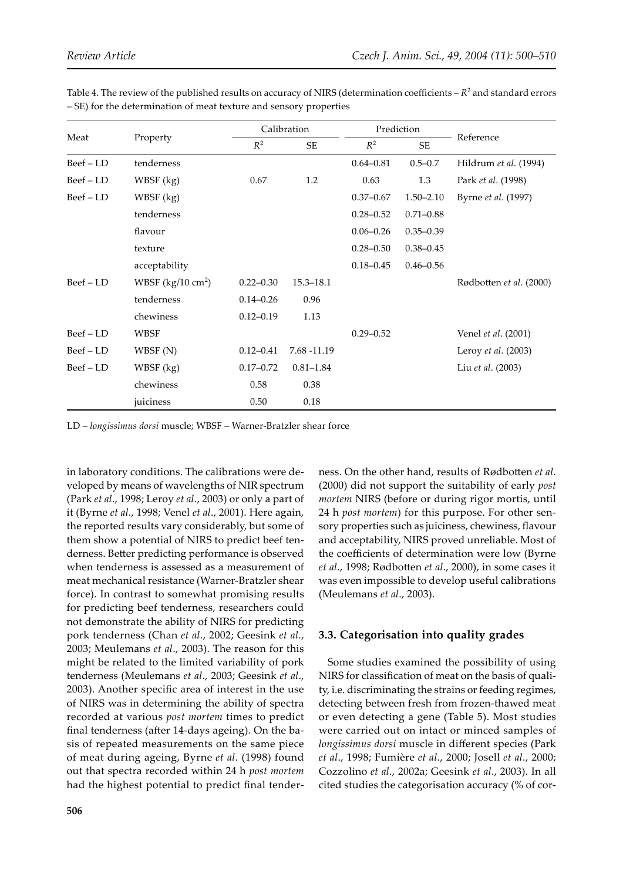Table 4. The review of the published results on accuracy of NIRS (determination coefficients – $R^2$ and standard errors – SE) for the determination of meat texture and sensory properties

| Meat | Property | Calibration | | Prediction | | Reference |
|---|---|---|---|---|---|---|
| | | $R^2$ | SE | $R^2$ | SE | |
| Beef – LD | tenderness | | | 0.64–0.81 | 0.5–0.7 | Hildrum *et al.* (1994) |
| Beef – LD | WBSF (kg) | 0.67 | 1.2 | 0.63 | 1.3 | Park *et al.* (1998) |
| Beef – LD | WBSF (kg) | | | 0.37–0.67 | 1.50–2.10 | Byrne *et al.* (1997) |
| | tenderness | | | 0.28–0.52 | 0.71–0.88 | |
| | flavour | | | 0.06–0.26 | 0.35–0.39 | |
| | texture | | | 0.28–0.50 | 0.38–0.45 | |
| | acceptability | | | 0.18–0.45 | 0.46–0.56 | |
| Beef – LD | WBSF (kg/10 $cm^2$) | 0.22–0.30 | 15.3–18.1 | | | Rødbotten *et al.* (2000) |
| | tenderness | 0.14–0.26 | 0.96 | | | |
| | chewiness | 0.12–0.19 | 1.13 | | | |
| Beef – LD | WBSF | | | 0.29–0.52 | | Venel *et al.* (2001) |
| Beef – LD | WBSF (N) | 0.12–0.41 | 7.68 -11.19 | | | Leroy *et al.* (2003) |
| Beef – LD | WBSF (kg) | 0.17–0.72 | 0.81–1.84 | | | Liu *et al.* (2003) |
| | chewiness | 0.58 | 0.38 | | | |
| | juiciness | 0.50 | 0.18 | | | |

LD – *longissimus dorsi* muscle; WBSF – Warner-Bratzler shear force

in laboratory conditions. The calibrations were developed by means of wavelengths of NIR spectrum (Park *et al*., 1998; Leroy *et al*., 2003) or only a part of it (Byrne *et al*., 1998; Venel *et al*., 2001). Here again, the reported results vary considerably, but some of them show a potential of NIRS to predict beef tenderness. Better predicting performance is observed when tenderness is assessed as a measurement of meat mechanical resistance (Warner-Bratzler shear force). In contrast to somewhat promising results for predicting beef tenderness, researchers could not demonstrate the ability of NIRS for predicting pork tenderness (Chan *et al*., 2002; Geesink *et al*., 2003; Meulemans *et al*., 2003). The reason for this might be related to the limited variability of pork tenderness (Meulemans *et al*., 2003; Geesink *et al*., 2003). Another specific area of interest in the use of NIRS was in determining the ability of spectra recorded at various *post mortem* times to predict final tenderness (after 14-days ageing). On the basis of repeated measurements on the same piece of meat during ageing, Byrne *et al*. (1998) found out that spectra recorded within 24 h *post mortem* had the highest potential to predict final tenderness. On the other hand, results of Rødbotten *et al*. (2000) did not support the suitability of early *post mortem* NIRS (before or during rigor mortis, until 24 h *post mortem*) for this purpose. For other sensory properties such as juiciness, chewiness, flavour and acceptability, NIRS proved unreliable. Most of the coefficients of determination were low (Byrne *et al*., 1998; Rødbotten *et al*., 2000), in some cases it was even impossible to develop useful calibrations (Meulemans *et al*., 2003).

### 3.3. Categorisation into quality grades

Some studies examined the possibility of using NIRS for classification of meat on the basis of quality, i.e. discriminating the strains or feeding regimes, detecting between fresh from frozen-thawed meat or even detecting a gene (Table 5). Most studies were carried out on intact or minced samples of *longissimus dorsi* muscle in different species (Park *et al*., 1998; Fumière *et al*., 2000; Josell *et al*., 2000; Cozzolino *et al*., 2002a; Geesink *et al*., 2003). In all cited studies the categorisation accuracy (% of cor-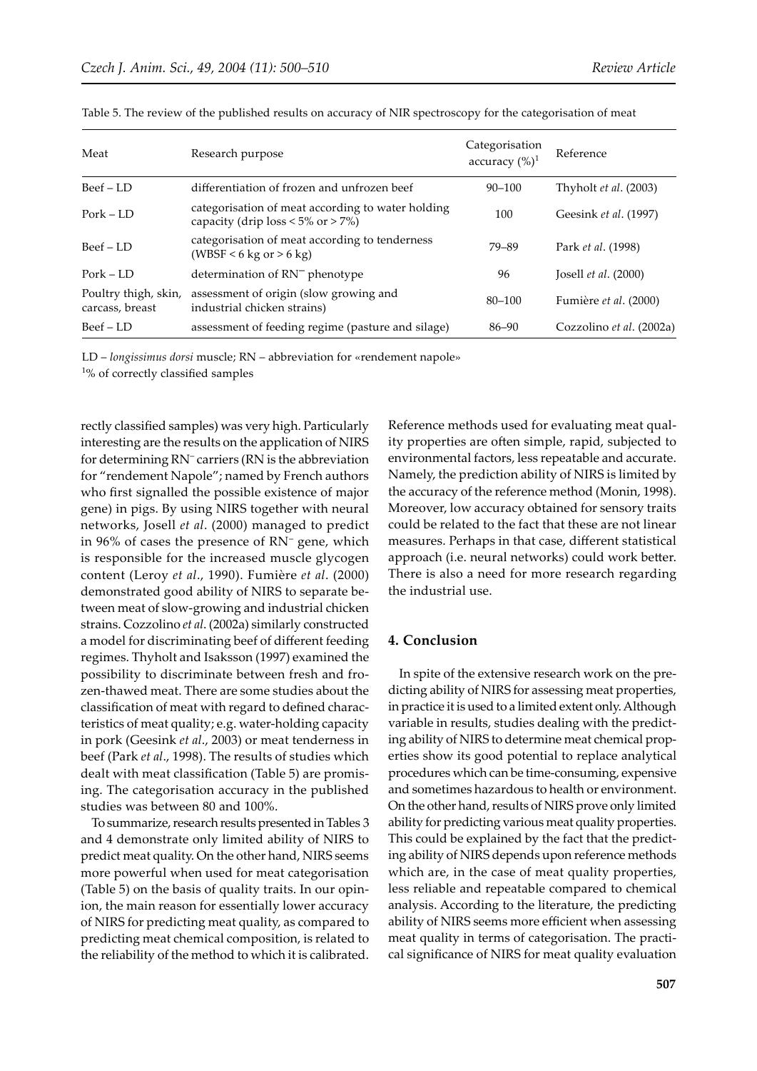Table 5. The review of the published results on accuracy of NIR spectroscopy for the categorisation of meat

| Meat | Research purpose | Categorisation accuracy (%)[1] | Reference |
|---|---|---|---|
| Beef – LD | differentiation of frozen and unfrozen beef | 90–100 | Thyholt *et al*. (2003) |
| Pork – LD | categorisation of meat according to water holding capacity (drip loss < 5% or > 7%) | 100 | Geesink *et al*. (1997) |
| Beef – LD | categorisation of meat according to tenderness (WBSF < 6 kg or > 6 kg) | 79–89 | Park *et al*. (1998) |
| Pork – LD | determination of $RN^-$ phenotype | 96 | Josell *et al*. (2000) |
| Poultry thigh, skin, carcass, breast | assessment of origin (slow growing and industrial chicken strains) | 80–100 | Fumière *et al*. (2000) |
| Beef – LD | assessment of feeding regime (pasture and silage) | 86–90 | Cozzolino *et al*. (2002a) |

LD – *longissimus dorsi* muscle; RN – abbreviation for «rendement napole»

[1]% of correctly classified samples

rectly classified samples) was very high. Particularly interesting are the results on the application of NIRS for determining $RN^-$ carriers (RN is the abbreviation for "rendement Napole"; named by French authors who first signalled the possible existence of major gene) in pigs. By using NIRS together with neural networks, Josell *et al*. (2000) managed to predict in 96% of cases the presence of $RN^-$ gene, which is responsible for the increased muscle glycogen content (Leroy *et al*., 1990). Fumière *et al*. (2000) demonstrated good ability of NIRS to separate between meat of slow-growing and industrial chicken strains. Cozzolino *et al*. (2002a) similarly constructed a model for discriminating beef of different feeding regimes. Thyholt and Isaksson (1997) examined the possibility to discriminate between fresh and frozen-thawed meat. There are some studies about the classification of meat with regard to defined characteristics of meat quality; e.g. water-holding capacity in pork (Geesink *et al*., 2003) or meat tenderness in beef (Park *et al*., 1998). The results of studies which dealt with meat classification (Table 5) are promising. The categorisation accuracy in the published studies was between 80 and 100%.

To summarize, research results presented in Tables 3 and 4 demonstrate only limited ability of NIRS to predict meat quality. On the other hand, NIRS seems more powerful when used for meat categorisation (Table 5) on the basis of quality traits. In our opinion, the main reason for essentially lower accuracy of NIRS for predicting meat quality, as compared to predicting meat chemical composition, is related to the reliability of the method to which it is calibrated. Reference methods used for evaluating meat quality properties are often simple, rapid, subjected to environmental factors, less repeatable and accurate. Namely, the prediction ability of NIRS is limited by the accuracy of the reference method (Monin, 1998). Moreover, low accuracy obtained for sensory traits could be related to the fact that these are not linear measures. Perhaps in that case, different statistical approach (i.e. neural networks) could work better. There is also a need for more research regarding the industrial use.

## 4. Conclusion

In spite of the extensive research work on the predicting ability of NIRS for assessing meat properties, in practice it is used to a limited extent only. Although variable in results, studies dealing with the predicting ability of NIRS to determine meat chemical properties show its good potential to replace analytical procedures which can be time-consuming, expensive and sometimes hazardous to health or environment. On the other hand, results of NIRS prove only limited ability for predicting various meat quality properties. This could be explained by the fact that the predicting ability of NIRS depends upon reference methods which are, in the case of meat quality properties, less reliable and repeatable compared to chemical analysis. According to the literature, the predicting ability of NIRS seems more efficient when assessing meat quality in terms of categorisation. The practical significance of NIRS for meat quality evaluation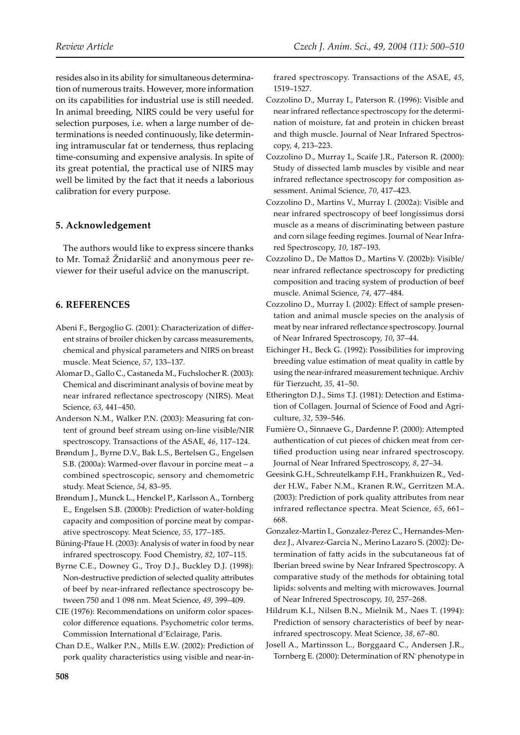resides also in its ability for simultaneous determination of numerous traits. However, more information on its capabilities for industrial use is still needed. In animal breeding, NIRS could be very useful for selection purposes, i.e. when a large number of determinations is needed continuously, like determining intramuscular fat or tenderness, thus replacing time-consuming and expensive analysis. In spite of its great potential, the practical use of NIRS may well be limited by the fact that it needs a laborious calibration for every purpose.

## 5. Acknowledgement

The authors would like to express sincere thanks to Mr. Tomaž Žnidaršič and anonymous peer reviewer for their useful advice on the manuscript.

## 6. REFERENCES

Abeni F., Bergoglio G. (2001): Characterization of different strains of broiler chicken by carcass measurements, chemical and physical parameters and NIRS on breast muscle. Meat Science, *57*, 133–137.

Alomar D., Gallo C., Castaneda M., Fuchslocher R. (2003): Chemical and discriminant analysis of bovine meat by near infrared reflectance spectroscopy (NIRS). Meat Science, *63*, 441–450.

Anderson N.M., Walker P.N. (2003): Measuring fat content of ground beef stream using on-line visible/NIR spectroscopy. Transactions of the ASAE, *46*, 117–124.

Brøndum J., Byrne D.V., Bak L.S., Bertelsen G., Engelsen S.B. (2000a): Warmed-over flavour in porcine meat – a combined spectroscopic, sensory and chemometric study. Meat Science, *54*, 83–95.

Brøndum J., Munck L., Henckel P., Karlsson A., Tornberg E., Engelsen S.B. (2000b): Prediction of water-holding capacity and composition of porcine meat by comparative spectroscopy. Meat Science, *55*, 177–185.

Büning-Pfaue H. (2003): Analysis of water in food by near infrared spectroscopy. Food Chemistry, *82*, 107–115.

Byrne C.E., Downey G., Troy D.J., Buckley D.J. (1998): Non-destructive prediction of selected quality attributes of beef by near-infrared reflectance spectroscopy between 750 and 1 098 nm. Meat Science, *49*, 399–409.

CIE (1976): Recommendations on uniform color spaces-color difference equations. Psychometric color terms. Commission International d'Eclairage, Paris.

Chan D.E., Walker P.N., Mills E.W. (2002): Prediction of pork quality characteristics using visible and near-infrared spectroscopy. Transactions of the ASAE, *45*, 1519–1527.

Cozzolino D., Murray I., Paterson R. (1996): Visible and near infrared reflectance spectroscopy for the determination of moisture, fat and protein in chicken breast and thigh muscle. Journal of Near Infrared Spectroscopy, *4*, 213–223.

Cozzolino D., Murray I., Scaife J.R., Paterson R. (2000): Study of dissected lamb muscles by visible and near infrared reflectance spectroscopy for composition assessment. Animal Science, *70*, 417–423.

Cozzolino D., Martins V., Murray I. (2002a): Visible and near infrared spectroscopy of beef longissimus dorsi muscle as a means of discriminating between pasture and corn silage feeding regimes. Journal of Near Infrared Spectroscopy, *10*, 187–193.

Cozzolino D., De Mattos D., Martins V. (2002b): Visible/near infrared reflectance spectroscopy for predicting composition and tracing system of production of beef muscle. Animal Science, *74*, 477–484.

Cozzolino D., Murray I. (2002): Effect of sample presentation and animal muscle species on the analysis of meat by near infrared reflectance spectroscopy. Journal of Near Infrared Spectroscopy, *10*, 37–44.

Eichinger H., Beck G. (1992): Possibilities for improving breeding value estimation of meat quality in cattle by using the near-infrared measurement technique. Archiv für Tierzucht, *35*, 41–50.

Etherington D.J., Sims T.J. (1981): Detection and Estimation of Collagen. Journal of Science of Food and Agriculture, *32*, 539–546.

Fumière O., Sinnaeve G., Dardenne P. (2000): Attempted authentication of cut pieces of chicken meat from certified production using near infrared spectroscopy. Journal of Near Infrared Spectroscopy, *8*, 27–34.

Geesink G.H., Schreutelkamp F.H., Frankhuizen R., Vedder H.W., Faber N.M., Kranen R.W., Gerritzen M.A. (2003): Prediction of pork quality attributes from near infrared reflectance spectra. Meat Science, *65*, 661–668.

Gonzalez-Martin I., Gonzalez-Perez C., Hernandes-Mendez J., Alvarez-Garcia N., Merino Lazaro S. (2002): Determination of fatty acids in the subcutaneous fat of Iberian breed swine by Near Infrared Spectroscopy. A comparative study of the methods for obtaining total lipids: solvents and melting with microwaves. Journal of Near Infrered Spectroscopy, *10*, 257–268.

Hildrum K.I., Nilsen B.N., Mielnik M., Naes T. (1994): Prediction of sensory characteristics of beef by near-infrared spectroscopy. Meat Science, *38*, 67–80.

Josell A., Martinsson L., Borggaard C., Andersen J.R., Tornberg E. (2000): Determination of RN$^-$ phenotype in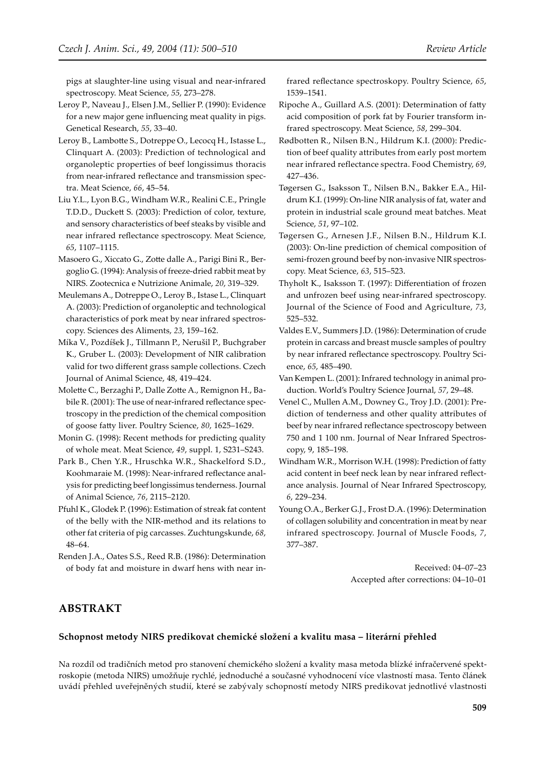pigs at slaughter-line using visual and near-infrared spectroscopy. Meat Science, *55*, 273–278.

Leroy P., Naveau J., Elsen J.M., Sellier P. (1990): Evidence for a new major gene influencing meat quality in pigs. Genetical Research, *55*, 33–40.

Leroy B., Lambotte S., Dotreppe O., Lecocq H., Istasse L., Clinquart A. (2003): Prediction of technological and organoleptic properties of beef longissimus thoracis from near-infrared reflectance and transmission spectra. Meat Science, *66*, 45–54.

Liu Y.L., Lyon B.G., Windham W.R., Realini C.E., Pringle T.D.D., Duckett S. (2003): Prediction of color, texture, and sensory characteristics of beef steaks by visible and near infrared reflectance spectroscopy. Meat Science, *65*, 1107–1115.

Masoero G., Xiccato G., Zotte dalle A., Parigi Bini R., Bergoglio G. (1994): Analysis of freeze-dried rabbit meat by NIRS. Zootecnica e Nutrizione Animale, *20*, 319–329.

Meulemans A., Dotreppe O., Leroy B., Istase L., Clinquart A. (2003): Prediction of organoleptic and technological characteristics of pork meat by near infrared spectroscopy. Sciences des Aliments, *23*, 159–162.

Míka V., Pozdíšek J., Tillmann P., Nerušil P., Buchgraber K., Gruber L. (2003): Development of NIR calibration valid for two different grass sample collections. Czech Journal of Animal Science, 48, 419–424.

Molette C., Berzaghi P., Dalle Zotte A., Remignon H., Babile R. (2001): The use of near-infrared reflectance spectroscopy in the prediction of the chemical composition of goose fatty liver. Poultry Science, *80*, 1625–1629.

Monin G. (1998): Recent methods for predicting quality of whole meat. Meat Science, *49*, suppl. 1, S231–S243.

Park B., Chen Y.R., Hruschka W.R., Shackelford S.D., Koohmaraie M. (1998): Near-infrared reflectance analysis for predicting beef longissimus tenderness. Journal of Animal Science, *76*, 2115–2120.

Pfuhl K., Glodek P. (1996): Estimation of streak fat content of the belly with the NIR-method and its relations to other fat criteria of pig carcasses. Zuchtungskunde, *68*, 48–64.

Renden J.A., Oates S.S., Reed R.B. (1986): Determination of body fat and moisture in dwarf hens with near infrared reflectance spectroskopy. Poultry Science, *65*, 1539–1541.

Ripoche A., Guillard A.S. (2001): Determination of fatty acid composition of pork fat by Fourier transform infrared spectroscopy. Meat Science, *58*, 299–304.

Rødbotten R., Nilsen B.N., Hildrum K.I. (2000): Prediction of beef quality attributes from early post mortem near infrared reflectance spectra. Food Chemistry, *69*, 427–436.

Tøgersen G., Isaksson T., Nilsen B.N., Bakker E.A., Hildrum K.I. (1999): On-line NIR analysis of fat, water and protein in industrial scale ground meat batches. Meat Science, *51*, 97–102.

Tøgersen G., Arnesen J.F., Nilsen B.N., Hildrum K.I. (2003): On-line prediction of chemical composition of semi-frozen ground beef by non-invasive NIR spectroscopy. Meat Science, *63*, 515–523.

Thyholt K., Isaksson T. (1997): Differentiation of frozen and unfrozen beef using near-infrared spectroscopy. Journal of the Science of Food and Agriculture, *73*, 525–532.

Valdes E.V., Summers J.D. (1986): Determination of crude protein in carcass and breast muscle samples of poultry by near infrared reflectance spectroscopy. Poultry Science, *65*, 485–490.

Van Kempen L. (2001): Infrared technology in animal production. World's Poultry Science Journal, *57*, 29–48.

Venel C., Mullen A.M., Downey G., Troy J.D. (2001): Prediction of tenderness and other quality attributes of beef by near infrared reflectance spectroscopy between 750 and 1 100 nm. Journal of Near Infrared Spectroscopy, 9, 185–198.

Windham W.R., Morrison W.H. (1998): Prediction of fatty acid content in beef neck lean by near infrared reflectance analysis. Journal of Near Infrared Spectroscopy, *6*, 229–234.

Young O.A., Berker G.J., Frost D.A. (1996): Determination of collagen solubility and concentration in meat by near infrared spectroscopy. Journal of Muscle Foods, *7*, 377–387.

Received: 04–07–23
Accepted after corrections: 04–10–01

## ABSTRAKT

**Schopnost metody NIRS predikovat chemické složení a kvalitu masa – literární přehled**

Na rozdíl od tradičních metod pro stanovení chemického složení a kvality masa metoda blízké infračervené spektroskopie (metoda NIRS) umožňuje rychlé, jednoduché a současné vyhodnocení více vlastností masa. Tento článek uvádí přehled uveřejněných studií, které se zabývaly schopností metody NIRS predikovat jednotlivé vlastnosti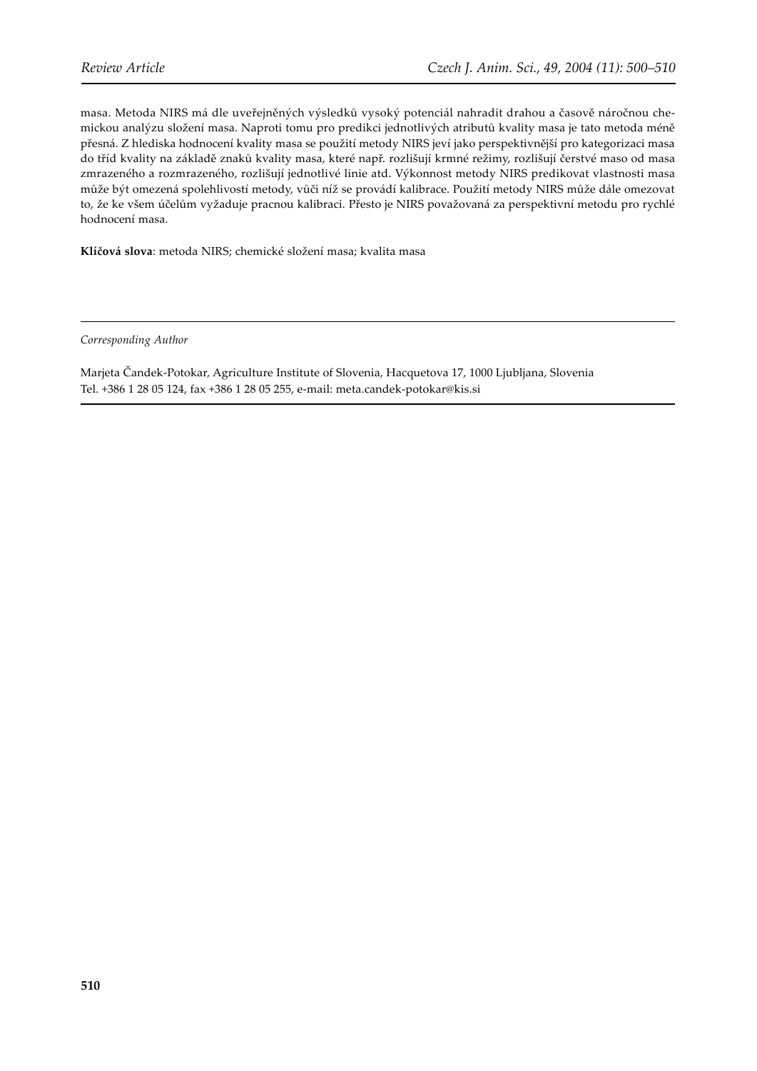masa. Metoda NIRS má dle uveřejněných výsledků vysoký potenciál nahradit drahou a časově náročnou chemickou analýzu složení masa. Naproti tomu pro predikci jednotlivých atributů kvality masa je tato metoda méně přesná. Z hlediska hodnocení kvality masa se použití metody NIRS jeví jako perspektivnější pro kategorizaci masa do tříd kvality na základě znaků kvality masa, které např. rozlišují krmné režimy, rozlišují čerstvé maso od masa zmrazeného a rozmrazeného, rozlišují jednotlivé linie atd. Výkonnost metody NIRS predikovat vlastnosti masa může být omezená spolehlivostí metody, vůči níž se provádí kalibrace. Použití metody NIRS může dále omezovat to, že ke všem účelům vyžaduje pracnou kalibraci. Přesto je NIRS považovaná za perspektivní metodu pro rychlé hodnocení masa.

**Klíčová slova**: metoda NIRS; chemické složení masa; kvalita masa

---

*Corresponding Author*

Marjeta Čandek-Potokar, Agriculture Institute of Slovenia, Hacquetova 17, 1000 Ljubljana, Slovenia
Tel. +386 1 28 05 124, fax +386 1 28 05 255, e-mail: meta.candek-potokar@kis.si